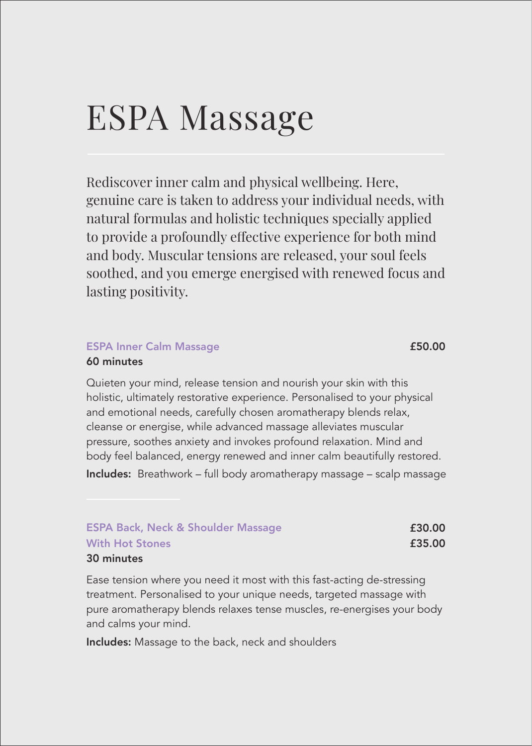# ESPA Massage

Rediscover inner calm and physical wellbeing. Here, genuine care is taken to address your individual needs, with natural formulas and holistic techniques specially applied to provide a profoundly effective experience for both mind and body. Muscular tensions are released, your soul feels soothed, and you emerge energised with renewed focus and lasting positivity.

### ESPA Inner Calm Massage — £50.00

**60 minutes**

Quieten your mind, release tension and nourish your skin with this holistic, ultimately restorative experience. Personalised to your physical and emotional needs, carefully chosen aromatherapy blends relax, cleanse or energise, while advanced massage alleviates muscular pressure, soothes anxiety and invokes profound relaxation. Mind and body feel balanced, energy renewed and inner calm beautifully restored.

**Includes:** Breathwork – full body aromatherapy massage – scalp massage

### ESPA Back, Neck & Shoulder Massage — £30.00
### With Hot Stones — £35.00

**30 minutes**

Ease tension where you need it most with this fast-acting de-stressing treatment. Personalised to your unique needs, targeted massage with pure aromatherapy blends relaxes tense muscles, re-energises your body and calms your mind.

**Includes:** Massage to the back, neck and shoulders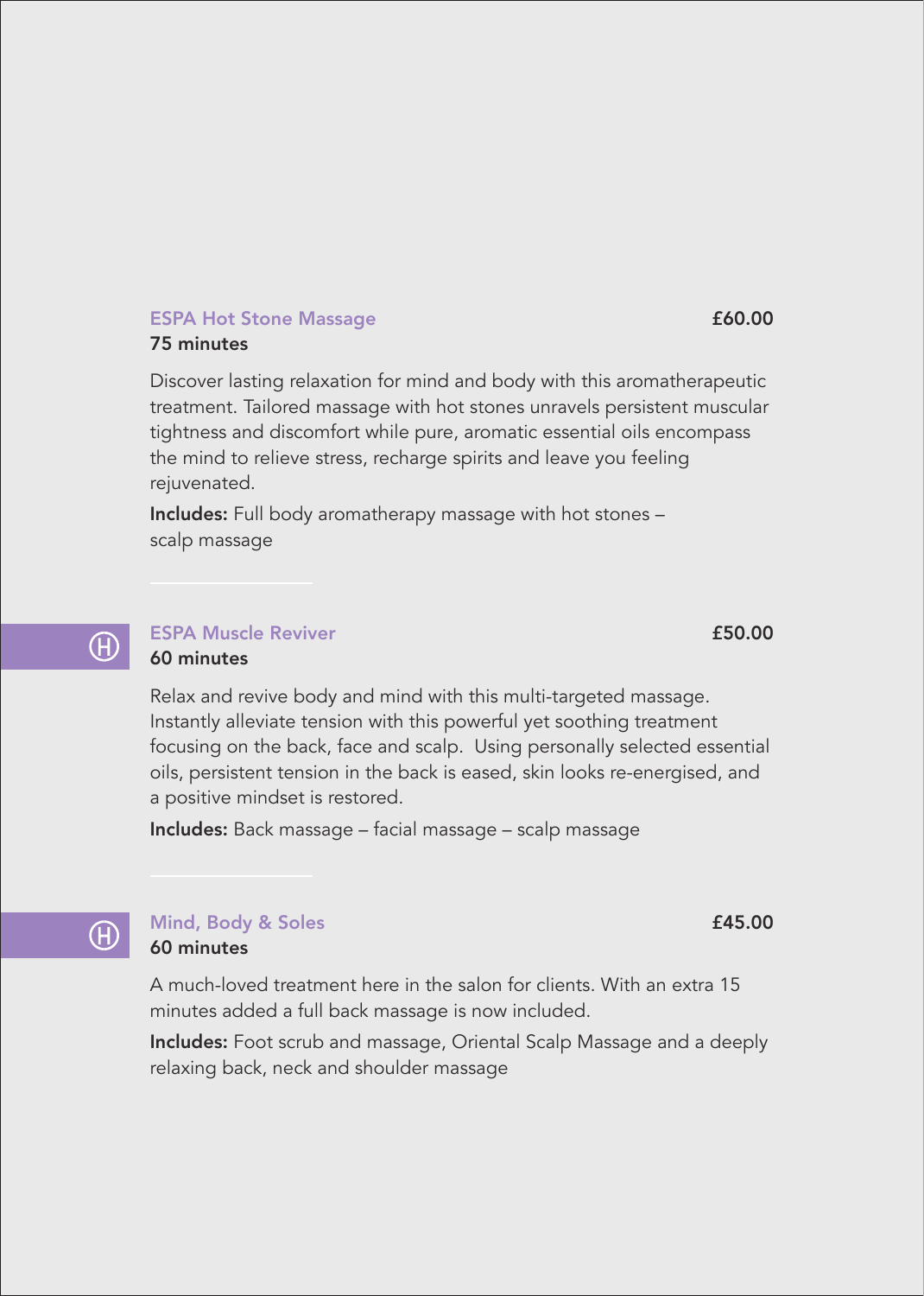## ESPA Hot Stone Massage

**£60.00**

**75 minutes**

Discover lasting relaxation for mind and body with this aromatherapeutic treatment. Tailored massage with hot stones unravels persistent muscular tightness and discomfort while pure, aromatic essential oils encompass the mind to relieve stress, recharge spirits and leave you feeling rejuvenated.

**Includes:** Full body aromatherapy massage with hot stones – scalp massage

---

## Ⓗ ESPA Muscle Reviver

**£50.00**

**60 minutes**

Relax and revive body and mind with this multi-targeted massage. Instantly alleviate tension with this powerful yet soothing treatment focusing on the back, face and scalp. Using personally selected essential oils, persistent tension in the back is eased, skin looks re-energised, and a positive mindset is restored.

**Includes:** Back massage – facial massage – scalp massage

---

## Ⓗ Mind, Body & Soles

**£45.00**

**60 minutes**

A much-loved treatment here in the salon for clients. With an extra 15 minutes added a full back massage is now included.

**Includes:** Foot scrub and massage, Oriental Scalp Massage and a deeply relaxing back, neck and shoulder massage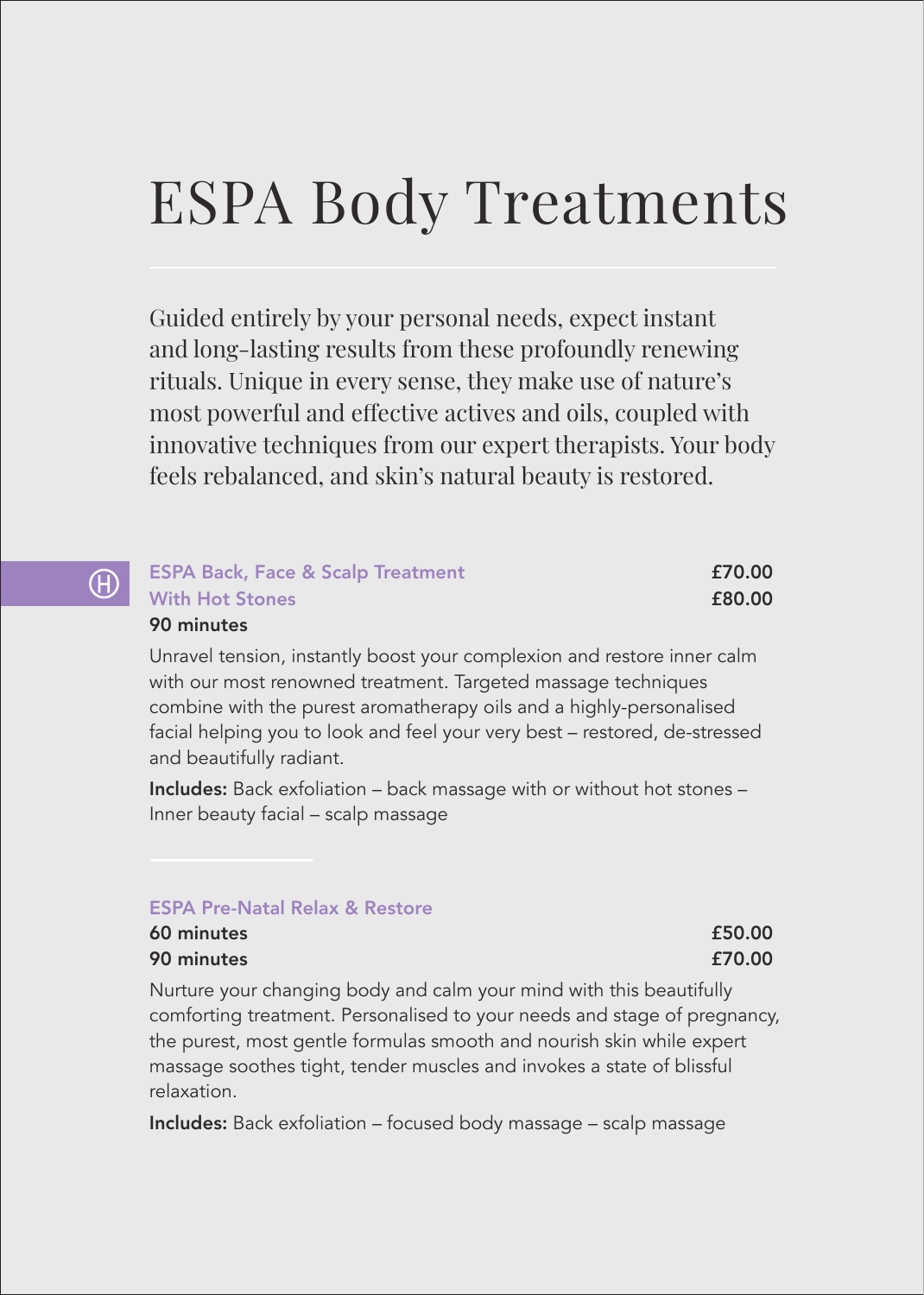# ESPA Body Treatments

Guided entirely by your personal needs, expect instant and long-lasting results from these profoundly renewing rituals. Unique in every sense, they make use of nature's most powerful and effective actives and oils, coupled with innovative techniques from our expert therapists. Your body feels rebalanced, and skin's natural beauty is restored.

### ESPA Back, Face & Scalp Treatment — £70.00
### With Hot Stones — £80.00

**90 minutes**

Unravel tension, instantly boost your complexion and restore inner calm with our most renowned treatment. Targeted massage techniques combine with the purest aromatherapy oils and a highly-personalised facial helping you to look and feel your very best – restored, de-stressed and beautifully radiant.

**Includes:** Back exfoliation – back massage with or without hot stones – Inner beauty facial – scalp massage

### ESPA Pre-Natal Relax & Restore

**60 minutes** — £50.00
**90 minutes** — £70.00

Nurture your changing body and calm your mind with this beautifully comforting treatment. Personalised to your needs and stage of pregnancy, the purest, most gentle formulas smooth and nourish skin while expert massage soothes tight, tender muscles and invokes a state of blissful relaxation.

**Includes:** Back exfoliation – focused body massage – scalp massage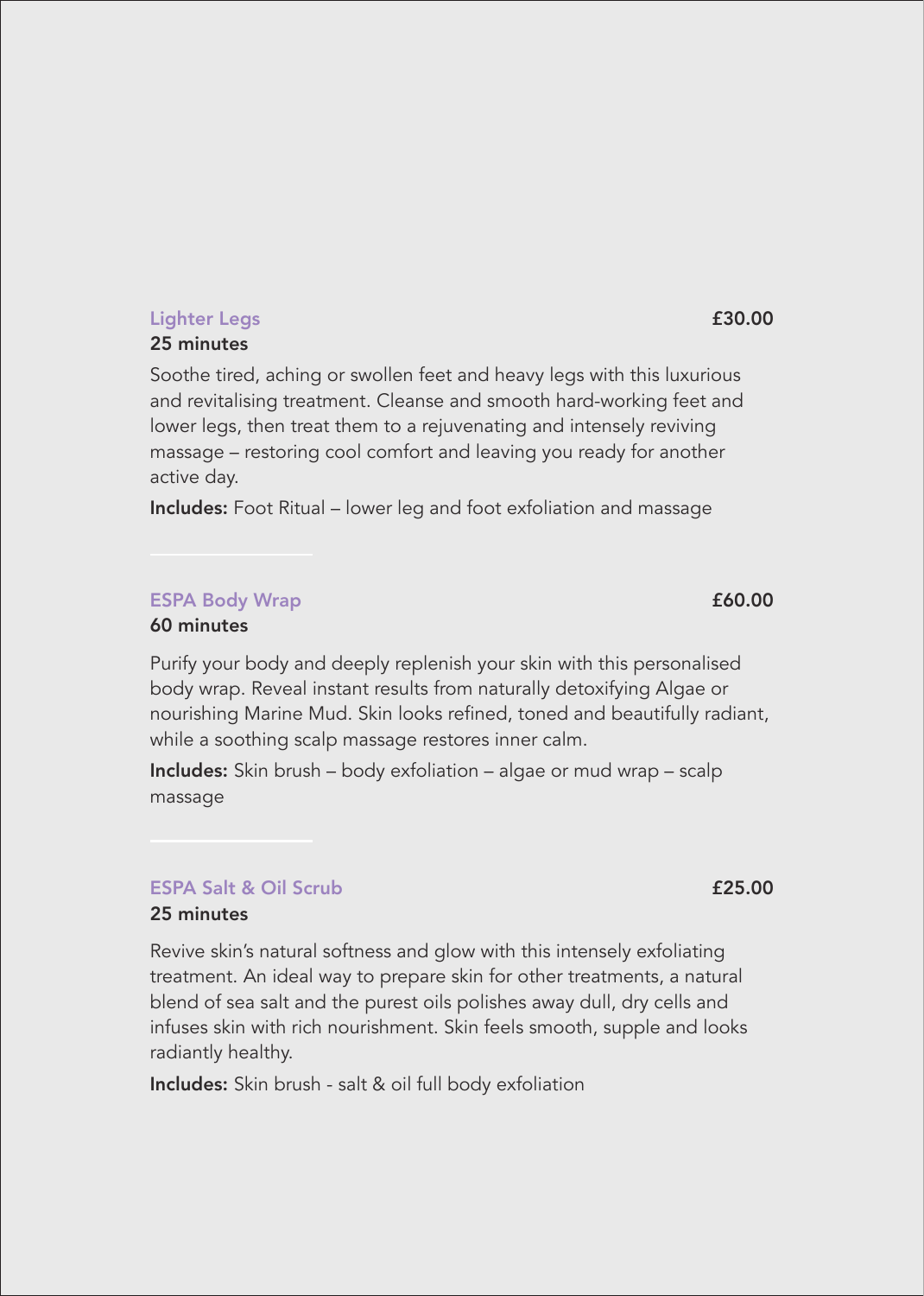### Lighter Legs

£30.00

**25 minutes**

Soothe tired, aching or swollen feet and heavy legs with this luxurious and revitalising treatment. Cleanse and smooth hard-working feet and lower legs, then treat them to a rejuvenating and intensely reviving massage – restoring cool comfort and leaving you ready for another active day.

**Includes:** Foot Ritual – lower leg and foot exfoliation and massage

---

### ESPA Body Wrap

£60.00

**60 minutes**

Purify your body and deeply replenish your skin with this personalised body wrap. Reveal instant results from naturally detoxifying Algae or nourishing Marine Mud. Skin looks refined, toned and beautifully radiant, while a soothing scalp massage restores inner calm.

**Includes:** Skin brush – body exfoliation – algae or mud wrap – scalp massage

---

### ESPA Salt & Oil Scrub

£25.00

**25 minutes**

Revive skin's natural softness and glow with this intensely exfoliating treatment. An ideal way to prepare skin for other treatments, a natural blend of sea salt and the purest oils polishes away dull, dry cells and infuses skin with rich nourishment. Skin feels smooth, supple and looks radiantly healthy.

**Includes:** Skin brush - salt & oil full body exfoliation